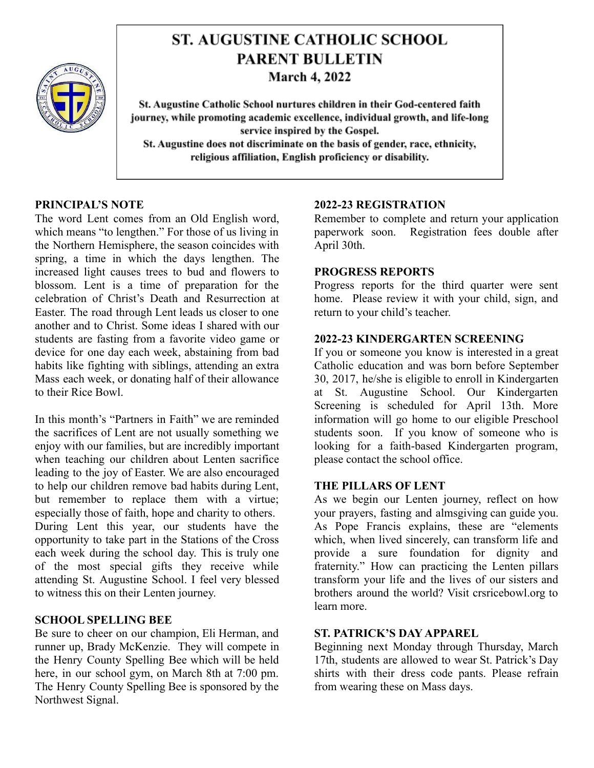# ST. AUGUSTINE CATHOLIC SCHOOL PARENT BULLETIN

**March 4, 2022**

**St. Augustine Catholic School nurtures children in their God-centered faith journey, while promoting academic excellence, individual growth, and life-long service inspired by the Gospel.**

**St. Augustine does not discriminate on the basis of gender, race, ethnicity, religious affiliation, English proficiency or disability.**

## PRINCIPAL'S NOTE

The word Lent comes from an Old English word, which means "to lengthen." For those of us living in the Northern Hemisphere, the season coincides with spring, a time in which the days lengthen. The increased light causes trees to bud and flowers to blossom. Lent is a time of preparation for the celebration of Christ's Death and Resurrection at Easter. The road through Lent leads us closer to one another and to Christ. Some ideas I shared with our students are fasting from a favorite video game or device for one day each week, abstaining from bad habits like fighting with siblings, attending an extra Mass each week, or donating half of their allowance to their Rice Bowl.

In this month's "Partners in Faith" we are reminded the sacrifices of Lent are not usually something we enjoy with our families, but are incredibly important when teaching our children about Lenten sacrifice leading to the joy of Easter. We are also encouraged to help our children remove bad habits during Lent, but remember to replace them with a virtue; especially those of faith, hope and charity to others. During Lent this year, our students have the opportunity to take part in the Stations of the Cross each week during the school day. This is truly one of the most special gifts they receive while attending St. Augustine School. I feel very blessed to witness this on their Lenten journey.

## SCHOOL SPELLING BEE

Be sure to cheer on our champion, Eli Herman, and runner up, Brady McKenzie. They will compete in the Henry County Spelling Bee which will be held here, in our school gym, on March 8th at 7:00 pm. The Henry County Spelling Bee is sponsored by the Northwest Signal.

## 2022-23 REGISTRATION

Remember to complete and return your application paperwork soon. Registration fees double after April 30th.

## PROGRESS REPORTS

Progress reports for the third quarter were sent home. Please review it with your child, sign, and return to your child's teacher.

## 2022-23 KINDERGARTEN SCREENING

If you or someone you know is interested in a great Catholic education and was born before September 30, 2017, he/she is eligible to enroll in Kindergarten at St. Augustine School. Our Kindergarten Screening is scheduled for April 13th. More information will go home to our eligible Preschool students soon. If you know of someone who is looking for a faith-based Kindergarten program, please contact the school office.

## THE PILLARS OF LENT

As we begin our Lenten journey, reflect on how your prayers, fasting and almsgiving can guide you. As Pope Francis explains, these are "elements which, when lived sincerely, can transform life and provide a sure foundation for dignity and fraternity." How can practicing the Lenten pillars transform your life and the lives of our sisters and brothers around the world? Visit crsricebowl.org to learn more.

## ST. PATRICK'S DAY APPAREL

Beginning next Monday through Thursday, March 17th, students are allowed to wear St. Patrick's Day shirts with their dress code pants. Please refrain from wearing these on Mass days.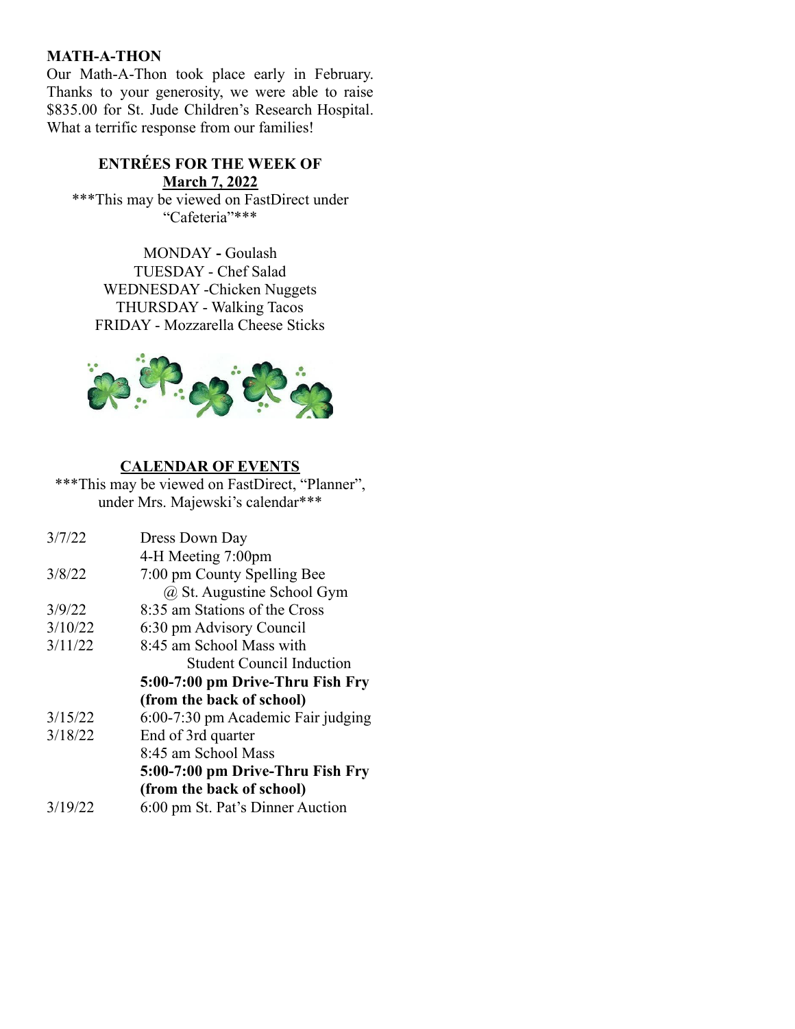**MATH-A-THON**

Our Math-A-Thon took place early in February. Thanks to your generosity, we were able to raise $835.00 for St. Jude Children's Research Hospital. What a terrific response from our families!

**ENTRÉES FOR THE WEEK OF**
**March 7, 2022**

***This may be viewed on FastDirect under "Cafeteria"***

MONDAY - Goulash
TUESDAY - Chef Salad
WEDNESDAY -Chicken Nuggets
THURSDAY - Walking Tacos
FRIDAY - Mozzarella Cheese Sticks

**CALENDAR OF EVENTS**

***This may be viewed on FastDirect, "Planner", under Mrs. Majewski's calendar***

| | |
|---|---|
| 3/7/22 | Dress Down Day |
| | 4-H Meeting 7:00pm |
| 3/8/22 | 7:00 pm County Spelling Bee @ St. Augustine School Gym |
| 3/9/22 | 8:35 am Stations of the Cross |
| 3/10/22 | 6:30 pm Advisory Council |
| 3/11/22 | 8:45 am School Mass with Student Council Induction |
| | **5:00-7:00 pm Drive-Thru Fish Fry (from the back of school)** |
| 3/15/22 | 6:00-7:30 pm Academic Fair judging |
| 3/18/22 | End of 3rd quarter |
| | 8:45 am School Mass |
| | **5:00-7:00 pm Drive-Thru Fish Fry (from the back of school)** |
| 3/19/22 | 6:00 pm St. Pat's Dinner Auction |